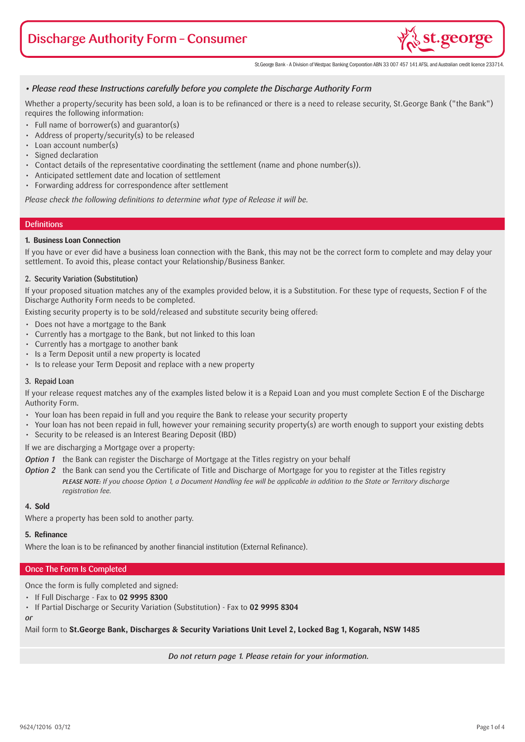# Discharge Authority Form – Consumer

St.George Bank - A Division of Westpac Banking Corporation ABN 33 007 457 141 AFSL and Australian credit licence 233714.

*• Please read these Instructions carefully before you complete the Discharge Authority Form*

Whether a property/security has been sold, a loan is to be refinanced or there is a need to release security, St.George Bank ("the Bank") requires the following information:

- Full name of borrower(s) and guarantor(s)
- Address of property/security(s) to be released
- Loan account number(s)
- Signed declaration
- Contact details of the representative coordinating the settlement (name and phone number(s)).
- Anticipated settlement date and location of settlement
- Forwarding address for correspondence after settlement

*Please check the following definitions to determine what type of Release it will be.*

## Definitions

**1. Business Loan Connection**

If you have or ever did have a business loan connection with the Bank, this may not be the correct form to complete and may delay your settlement. To avoid this, please contact your Relationship/Business Banker.

**2. Security Variation (Substitution)**

If your proposed situation matches any of the examples provided below, it is a Substitution. For these type of requests, Section F of the Discharge Authority Form needs to be completed.

Existing security property is to be sold/released and substitute security being offered:

- Does not have a mortgage to the Bank
- Currently has a mortgage to the Bank, but not linked to this loan
- Currently has a mortgage to another bank
- Is a Term Deposit until a new property is located
- Is to release your Term Deposit and replace with a new property

**3. Repaid Loan**

If your release request matches any of the examples listed below it is a Repaid Loan and you must complete Section E of the Discharge Authority Form.

- Your loan has been repaid in full and you require the Bank to release your security property
- Your loan has not been repaid in full, however your remaining security property(s) are worth enough to support your existing debts
- Security to be released is an Interest Bearing Deposit (IBD)

If we are discharging a Mortgage over a property:

***Option 1*** the Bank can register the Discharge of Mortgage at the Titles registry on your behalf

***Option 2*** the Bank can send you the Certificate of Title and Discharge of Mortgage for you to register at the Titles registry

*PLEASE NOTE: If you choose Option 1, a Document Handling fee will be applicable in addition to the State or Territory discharge registration fee.*

**4. Sold**

Where a property has been sold to another party.

**5. Refinance**

Where the loan is to be refinanced by another financial institution (External Refinance).

## Once The Form Is Completed

Once the form is fully completed and signed:

- If Full Discharge - Fax to **02 9995 8300**
- If Partial Discharge or Security Variation (Substitution) - Fax to **02 9995 8304**

*or*

Mail form to **St.George Bank, Discharges & Security Variations Unit Level 2, Locked Bag 1, Kogarah, NSW 1485**

*Do not return page 1. Please retain for your information.*

9624/12016 03/12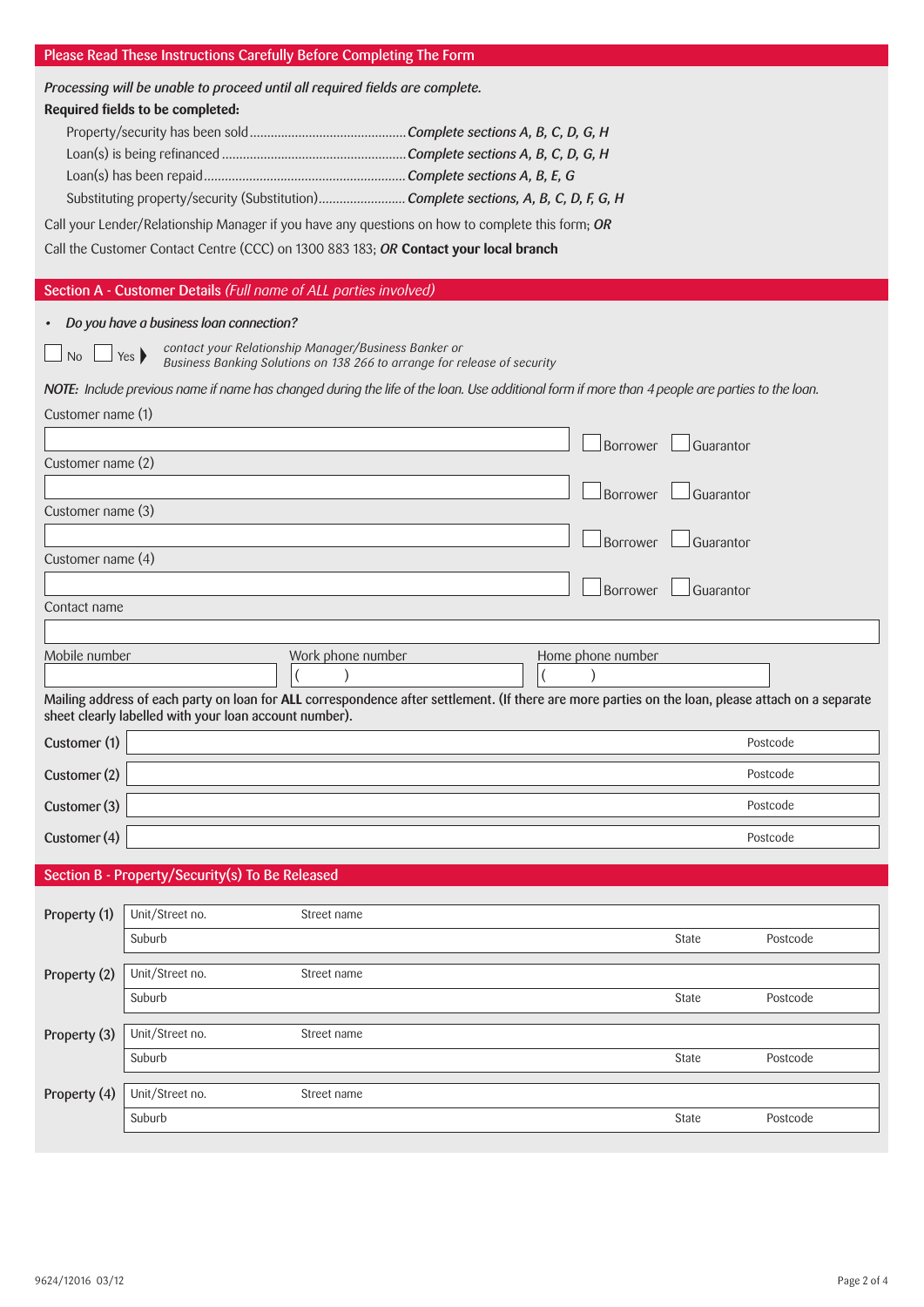## Please Read These Instructions Carefully Before Completing The Form

*Processing will be unable to proceed until all required fields are complete.*

**Required fields to be completed:**

- Property/security has been sold............................................ *Complete sections A, B, C, D, G, H*
- Loan(s) is being refinanced .................................................. *Complete sections A, B, C, D, G, H*
- Loan(s) has been repaid......................................................... *Complete sections A, B, E, G*
- Substituting property/security (Substitution)......................... *Complete sections, A, B, C, D, F, G, H*

Call your Lender/Relationship Manager if you have any questions on how to complete this form; ***OR***

Call the Customer Contact Centre (CCC) on 1300 883 183; ***OR*** **Contact your local branch**

## Section A - Customer Details *(Full name of ALL parties involved)*

- *Do you have a business loan connection?*

☐ No ☐ Yes ▶ *contact your Relationship Manager/Business Banker or Business Banking Solutions on 138 266 to arrange for release of security*

***NOTE:*** *Include previous name if name has changed during the life of the loan. Use additional form if more than 4 people are parties to the loan.*

Customer name (1)

__________________________ ☐ Borrower ☐ Guarantor

Customer name (2)

__________________________ ☐ Borrower ☐ Guarantor

Customer name (3)

__________________________ ☐ Borrower ☐ Guarantor

Customer name (4)

__________________________ ☐ Borrower ☐ Guarantor

Contact name

__________________________

| Mobile number | Work phone number | Home phone number |
|---|---|---|
| | (    ) | (    ) |

Mailing address of each party on loan for **ALL** correspondence after settlement. (If there are more parties on the loan, please attach on a separate sheet clearly labelled with your loan account number).

| | | |
|---|---|---|
| **Customer (1)** | | Postcode |
| **Customer (2)** | | Postcode |
| **Customer (3)** | | Postcode |
| **Customer (4)** | | Postcode |

## Section B - Property/Security(s) To Be Released

| | | | | |
|---|---|---|---|---|
| **Property (1)** | Unit/Street no. | Street name | | |
| | Suburb | | State | Postcode |
| **Property (2)** | Unit/Street no. | Street name | | |
| | Suburb | | State | Postcode |
| **Property (3)** | Unit/Street no. | Street name | | |
| | Suburb | | State | Postcode |
| **Property (4)** | Unit/Street no. | Street name | | |
| | Suburb | | State | Postcode |

9624/12016 03/12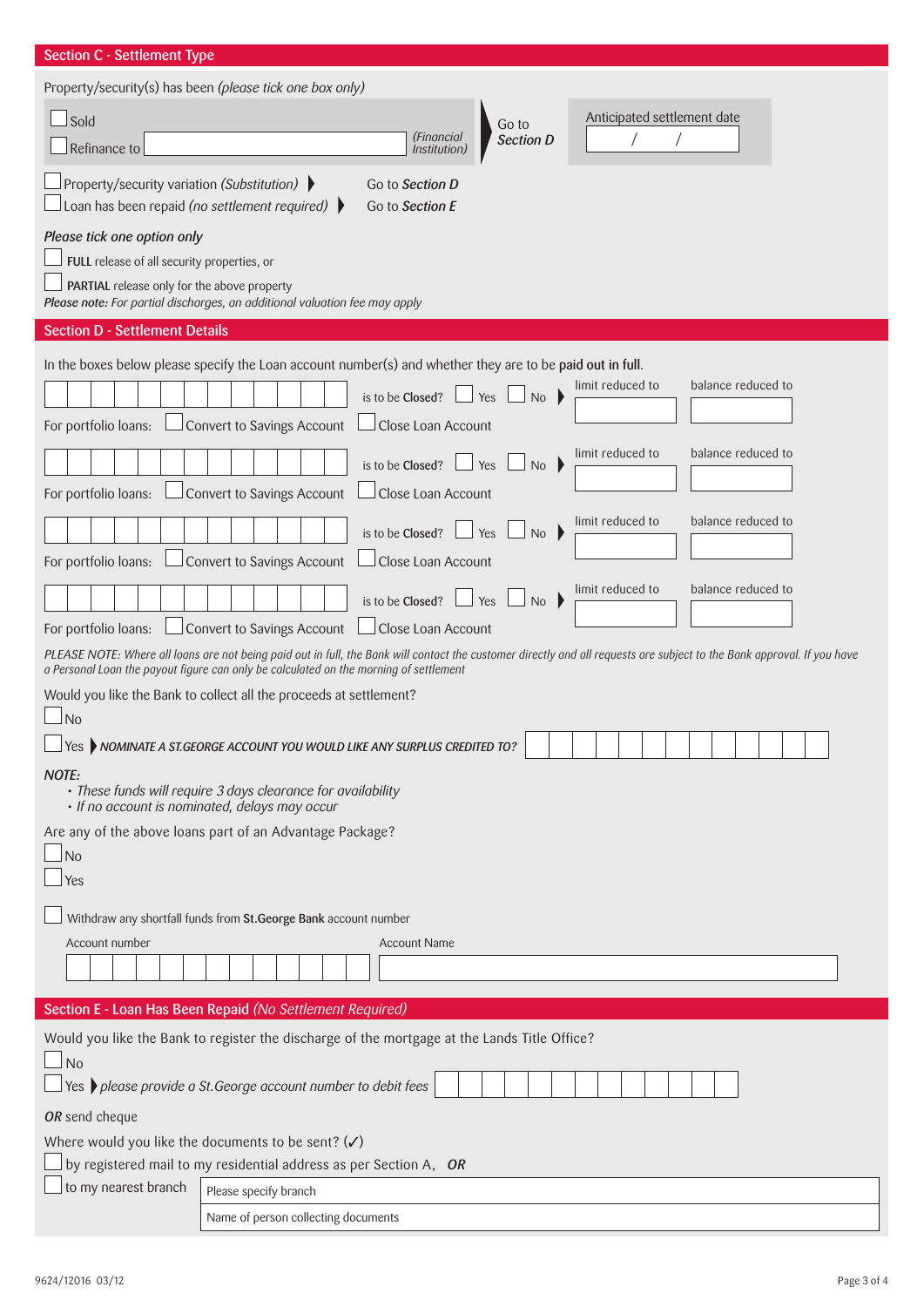## Section C - Settlement Type

Property/security(s) has been *(please tick one box only)*

- ☐ Sold
- ☐ Refinance to ______________ *(Financial Institution)*

▶ Go to *Section D*

Anticipated settlement date: ____ / ____ / ____

- ☐ Property/security variation *(Substitution)* ▶ Go to *Section D*
- ☐ Loan has been repaid *(no settlement required)* ▶ Go to *Section E*

*Please tick one option only*

- ☐ **FULL** release of all security properties, or
- ☐ **PARTIAL** release only for the above property

***Please note:*** *For partial discharges, an additional valuation fee may apply*

## Section D - Settlement Details

In the boxes below please specify the Loan account number(s) and whether they are to be **paid out in full**.

| Loan account number | is to be **Closed**? | limit reduced to | balance reduced to |
|---|---|---|---|
| | ☐ Yes ☐ No ▶ | | |
| For portfolio loans: ☐ Convert to Savings Account ☐ Close Loan Account | | | |
| | ☐ Yes ☐ No ▶ | | |
| For portfolio loans: ☐ Convert to Savings Account ☐ Close Loan Account | | | |
| | ☐ Yes ☐ No ▶ | | |
| For portfolio loans: ☐ Convert to Savings Account ☐ Close Loan Account | | | |
| | ☐ Yes ☐ No ▶ | | |
| For portfolio loans: ☐ Convert to Savings Account ☐ Close Loan Account | | | |

*PLEASE NOTE: Where all loans are not being paid out in full, the Bank will contact the customer directly and all requests are subject to the Bank approval. If you have a Personal Loan the payout figure can only be calculated on the morning of settlement*

Would you like the Bank to collect all the proceeds at settlement?

- ☐ No
- ☐ Yes ▶ ***NOMINATE A ST.GEORGE ACCOUNT YOU WOULD LIKE ANY SURPLUS CREDITED TO?*** ______________

***NOTE:***

- *These funds will require 3 days clearance for availability*
- *If no account is nominated, delays may occur*

Are any of the above loans part of an Advantage Package?

- ☐ No
- ☐ Yes

☐ Withdraw any shortfall funds from **St.George Bank** account number

| Account number | Account Name |
|---|---|
| | |

## Section E - Loan Has Been Repaid *(No Settlement Required)*

Would you like the Bank to register the discharge of the mortgage at the Lands Title Office?

- ☐ No
- ☐ Yes ▶ *please provide a St.George account number to debit fees* ______________

***OR*** send cheque

Where would you like the documents to be sent? (✓)

- ☐ by registered mail to my residential address as per Section A, ***OR***
- ☐ to my nearest branch

| |
|---|
| Please specify branch |
| Name of person collecting documents |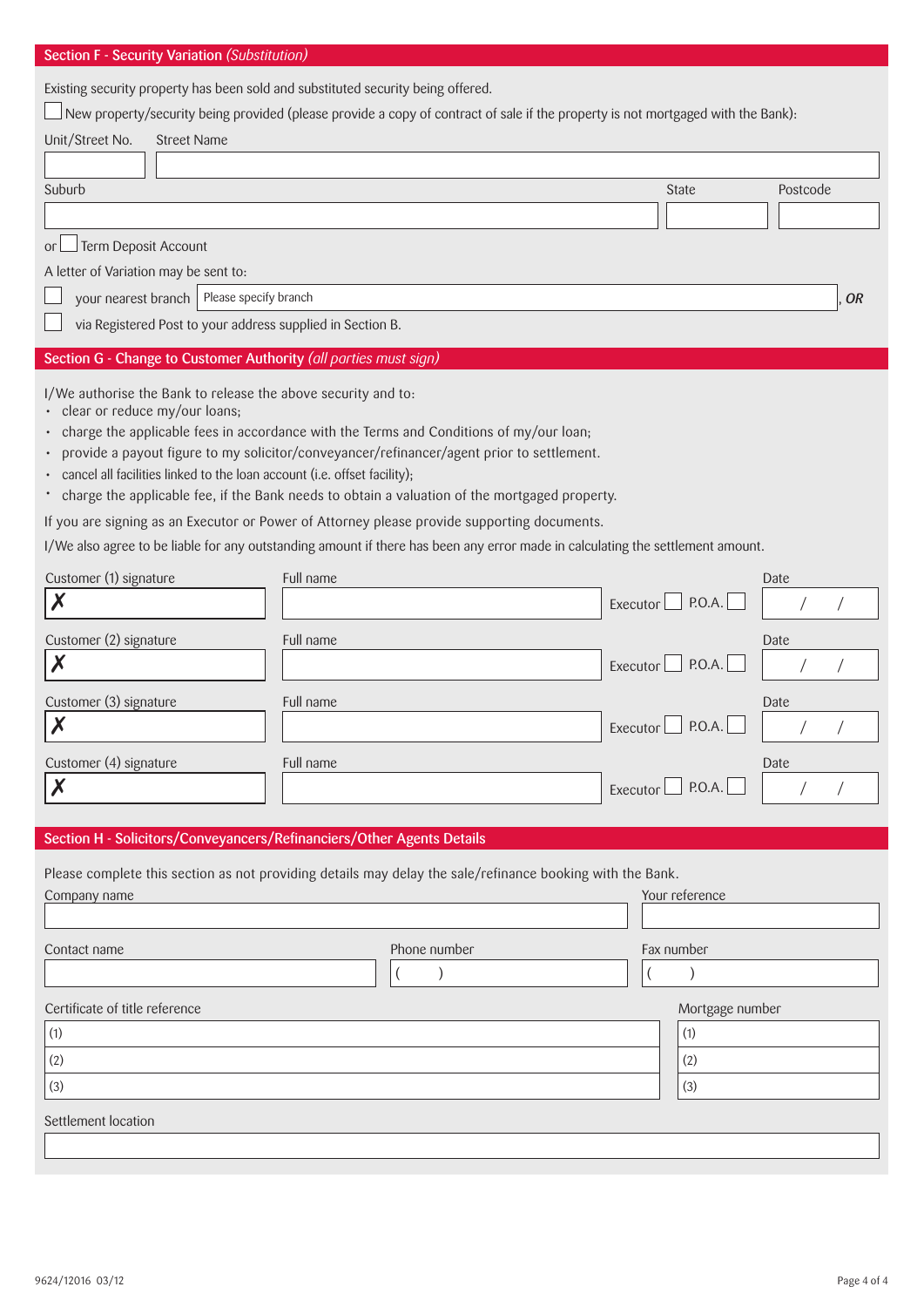## Section F - Security Variation *(Substitution)*

Existing security property has been sold and substituted security being offered.

☐ New property/security being provided (please provide a copy of contract of sale if the property is not mortgaged with the Bank):

| Unit/Street No. | Street Name |
| --- | --- |
| | |

| Suburb | State | Postcode |
| --- | --- | --- |
| | | |

or ☐ Term Deposit Account

A letter of Variation may be sent to:

☐ your nearest branch Please specify branch ____________________, *OR*

☐ via Registered Post to your address supplied in Section B.

## Section G - Change to Customer Authority *(all parties must sign)*

I/We authorise the Bank to release the above security and to:

- clear or reduce my/our loans;
- charge the applicable fees in accordance with the Terms and Conditions of my/our loan;
- provide a payout figure to my solicitor/conveyancer/refinancer/agent prior to settlement.
- cancel all facilities linked to the loan account (i.e. offset facility);
- charge the applicable fee, if the Bank needs to obtain a valuation of the mortgaged property.

If you are signing as an Executor or Power of Attorney please provide supporting documents.

I/We also agree to be liable for any outstanding amount if there has been any error made in calculating the settlement amount.

| Customer signature | Full name | Executor | P.O.A. | Date |
| --- | --- | --- | --- | --- |
| Customer (1) signature ✗ | | ☐ | ☐ | / / |
| Customer (2) signature ✗ | | ☐ | ☐ | / / |
| Customer (3) signature ✗ | | ☐ | ☐ | / / |
| Customer (4) signature ✗ | | ☐ | ☐ | / / |

## Section H - Solicitors/Conveyancers/Refinanciers/Other Agents Details

Please complete this section as not providing details may delay the sale/refinance booking with the Bank.

| Company name | Your reference |
| --- | --- |
| | |

| Contact name | Phone number | Fax number |
| --- | --- | --- |
| | ( ) | ( ) |

| Certificate of title reference | Mortgage number |
| --- | --- |
| (1) | (1) |
| (2) | (2) |
| (3) | (3) |

Settlement location

9624/12016 03/12